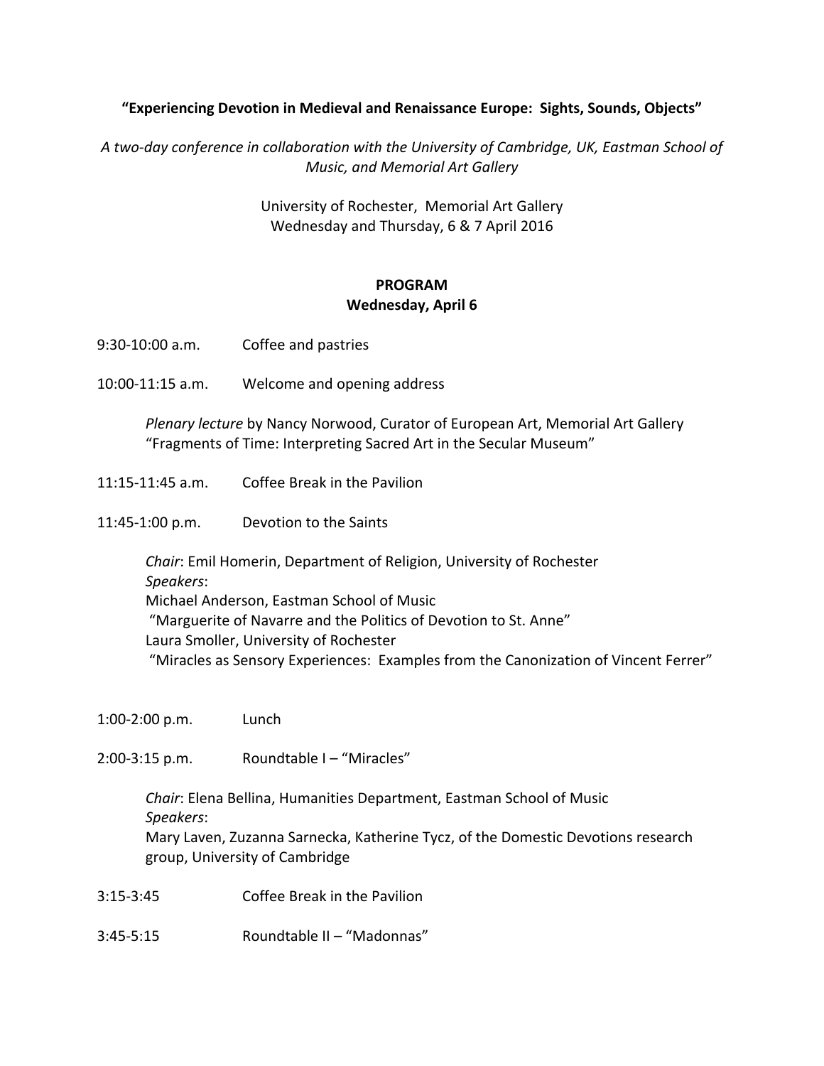**“Experiencing Devotion in Medieval and Renaissance Europe: Sights, Sounds, Objects”**

*A two-day conference in collaboration with the University of Cambridge, UK, Eastman School of Music, and Memorial Art Gallery*

University of Rochester, Memorial Art Gallery
Wednesday and Thursday, 6 & 7 April 2016

## PROGRAM
### Wednesday, April 6

9:30-10:00 a.m. Coffee and pastries

10:00-11:15 a.m. Welcome and opening address

*Plenary lecture* by Nancy Norwood, Curator of European Art, Memorial Art Gallery
“Fragments of Time: Interpreting Sacred Art in the Secular Museum”

11:15-11:45 a.m. Coffee Break in the Pavilion

11:45-1:00 p.m. Devotion to the Saints

*Chair*: Emil Homerin, Department of Religion, University of Rochester
*Speakers*:
Michael Anderson, Eastman School of Music
“Marguerite of Navarre and the Politics of Devotion to St. Anne”
Laura Smoller, University of Rochester
“Miracles as Sensory Experiences: Examples from the Canonization of Vincent Ferrer”

1:00-2:00 p.m. Lunch

2:00-3:15 p.m. Roundtable I – “Miracles”

*Chair*: Elena Bellina, Humanities Department, Eastman School of Music
*Speakers*:
Mary Laven, Zuzanna Sarnecka, Katherine Tycz, of the Domestic Devotions research group, University of Cambridge

3:15-3:45 Coffee Break in the Pavilion

3:45-5:15 Roundtable II – “Madonnas”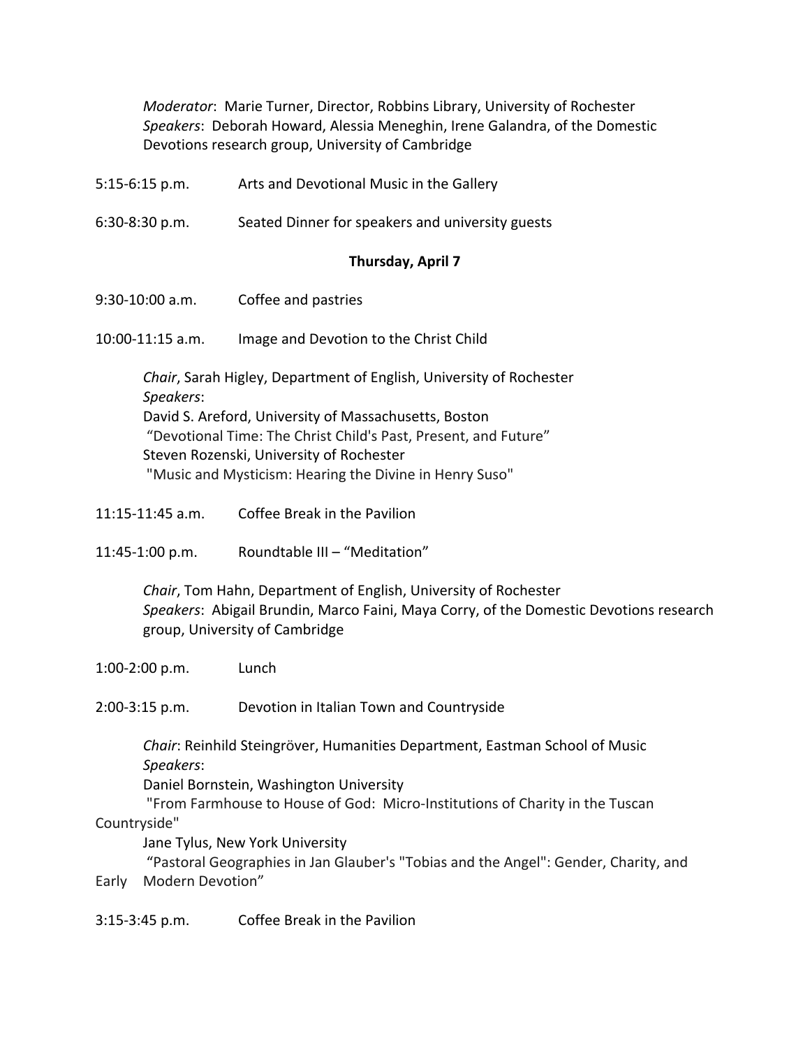*Moderator*: Marie Turner, Director, Robbins Library, University of Rochester
*Speakers*: Deborah Howard, Alessia Meneghin, Irene Galandra, of the Domestic Devotions research group, University of Cambridge

5:15-6:15 p.m. Arts and Devotional Music in the Gallery

6:30-8:30 p.m. Seated Dinner for speakers and university guests

**Thursday, April 7**

9:30-10:00 a.m. Coffee and pastries

10:00-11:15 a.m. Image and Devotion to the Christ Child

*Chair*, Sarah Higley, Department of English, University of Rochester
*Speakers*:
David S. Areford, University of Massachusetts, Boston
"Devotional Time: The Christ Child's Past, Present, and Future"
Steven Rozenski, University of Rochester
"Music and Mysticism: Hearing the Divine in Henry Suso"

11:15-11:45 a.m. Coffee Break in the Pavilion

11:45-1:00 p.m. Roundtable III – "Meditation"

*Chair*, Tom Hahn, Department of English, University of Rochester
*Speakers*: Abigail Brundin, Marco Faini, Maya Corry, of the Domestic Devotions research group, University of Cambridge

1:00-2:00 p.m. Lunch

2:00-3:15 p.m. Devotion in Italian Town and Countryside

*Chair*: Reinhild Steingröver, Humanities Department, Eastman School of Music
*Speakers*:
Daniel Bornstein, Washington University
"From Farmhouse to House of God: Micro-Institutions of Charity in the Tuscan Countryside"
Jane Tylus, New York University
"Pastoral Geographies in Jan Glauber's "Tobias and the Angel": Gender, Charity, and Early Modern Devotion"

3:15-3:45 p.m. Coffee Break in the Pavilion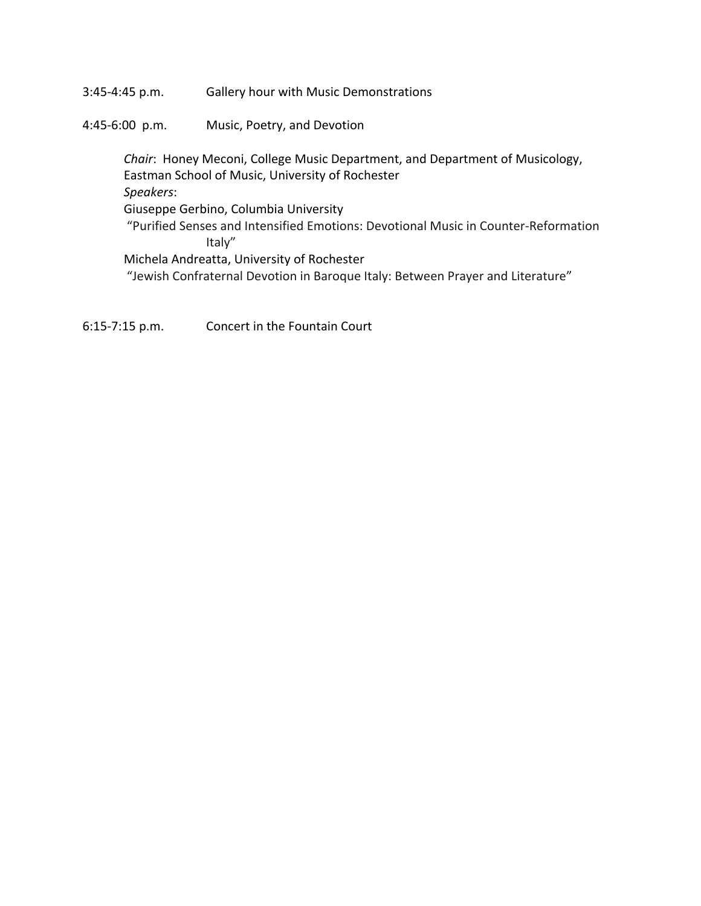3:45-4:45 p.m. Gallery hour with Music Demonstrations

4:45-6:00 p.m. Music, Poetry, and Devotion

*Chair*: Honey Meconi, College Music Department, and Department of Musicology, Eastman School of Music, University of Rochester

*Speakers*:

Giuseppe Gerbino, Columbia University

"Purified Senses and Intensified Emotions: Devotional Music in Counter-Reformation Italy"

Michela Andreatta, University of Rochester

"Jewish Confraternal Devotion in Baroque Italy: Between Prayer and Literature"

6:15-7:15 p.m. Concert in the Fountain Court